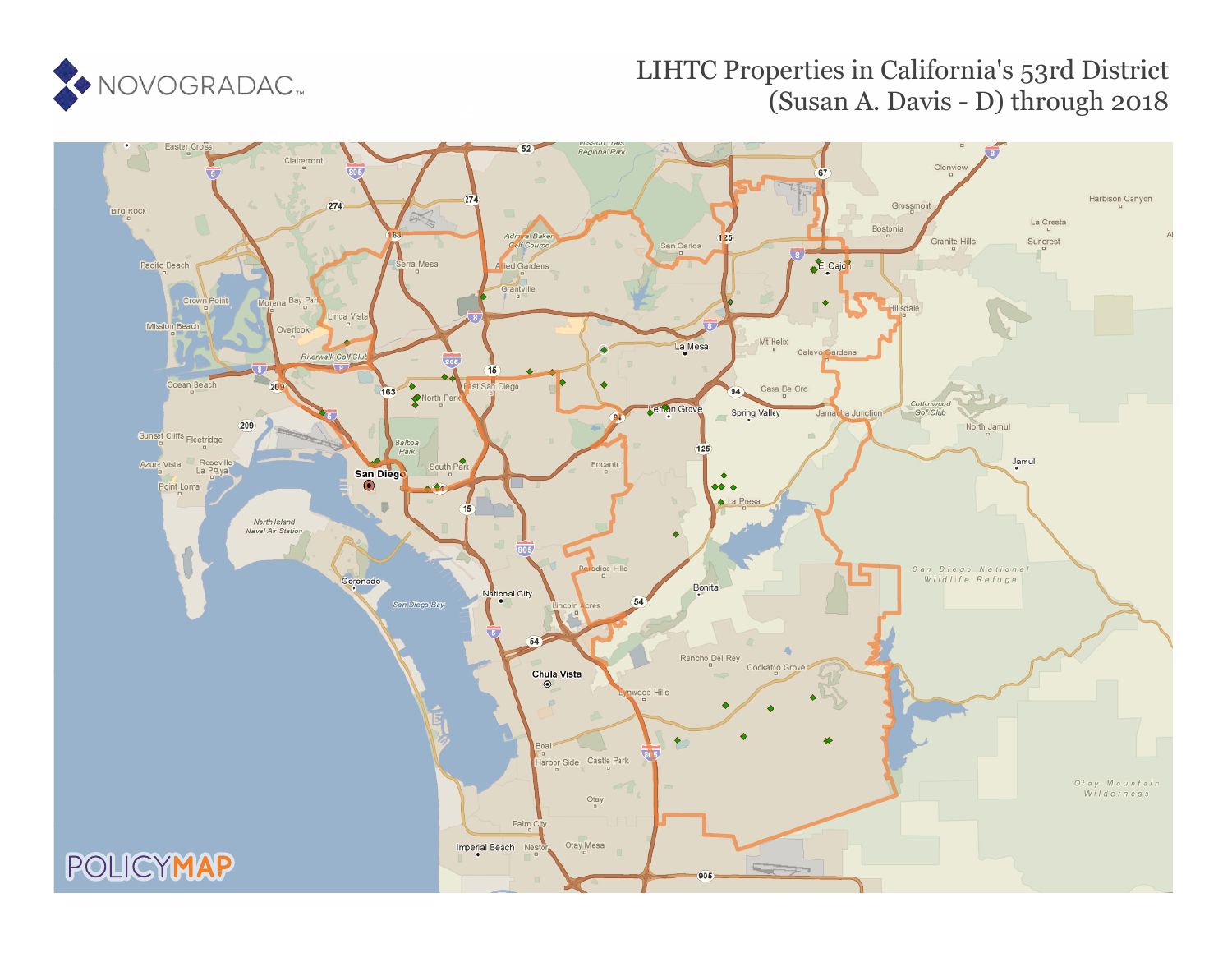# LIHTC Properties in California's 53rd District (Susan A. Davis - D) through 2018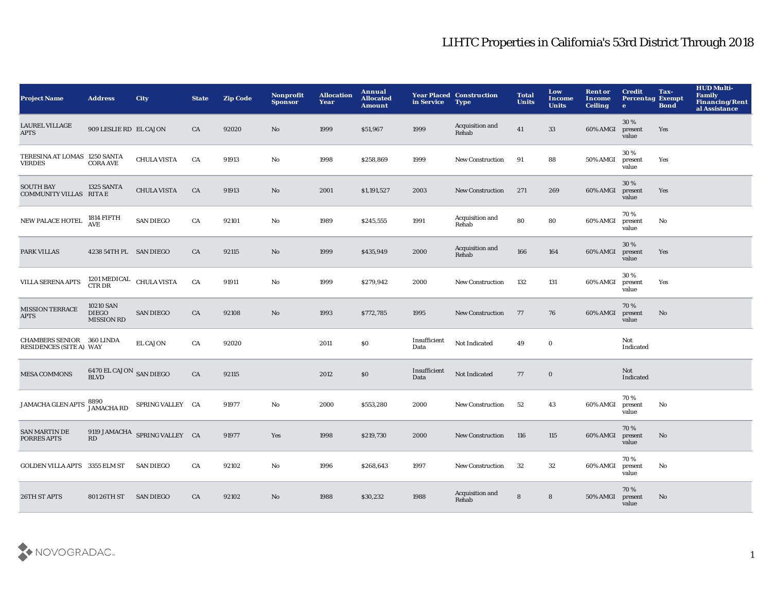# LIHTC Properties in California's 53rd District Through 2018

| Project Name | Address | City | State | Zip Code | Nonprofit Sponsor | Allocation Year | Annual Allocated Amount | Year Placed in Service | Construction Type | Total Units | Low Income Units | Rent or Income Ceiling | Credit Percentage | Tax-Exempt Bond | HUD Multi-Family Financing/Rental Assistance |
|---|---|---|---|---|---|---|---|---|---|---|---|---|---|---|---|
| LAUREL VILLAGE APTS | 909 LESLIE RD | EL CAJON | CA | 92020 | No | 1999 | $51,967 | 1999 | Acquisition and Rehab | 41 | 33 | 60% AMGI | 30 % present value | Yes | |
| TERESINA AT LOMAS VERDES | 1250 SANTA CORA AVE | CHULA VISTA | CA | 91913 | No | 1998 | $258,869 | 1999 | New Construction | 91 | 88 | 50% AMGI | 30 % present value | Yes | |
| SOUTH BAY COMMUNITY VILLAS | 1325 SANTA RITA E | CHULA VISTA | CA | 91913 | No | 2001 | $1,191,527 | 2003 | New Construction | 271 | 269 | 60% AMGI | 30 % present value | Yes | |
| NEW PALACE HOTEL | 1814 FIFTH AVE | SAN DIEGO | CA | 92101 | No | 1989 | $245,555 | 1991 | Acquisition and Rehab | 80 | 80 | 60% AMGI | 70 % present value | No | |
| PARK VILLAS | 4238 54TH PL | SAN DIEGO | CA | 92115 | No | 1999 | $435,949 | 2000 | Acquisition and Rehab | 166 | 164 | 60% AMGI | 30 % present value | Yes | |
| VILLA SERENA APTS | 1201 MEDICAL CTR DR | CHULA VISTA | CA | 91911 | No | 1999 | $279,942 | 2000 | New Construction | 132 | 131 | 60% AMGI | 30 % present value | Yes | |
| MISSION TERRACE APTS | 10210 SAN DIEGO MISSION RD | SAN DIEGO | CA | 92108 | No | 1993 | $772,785 | 1995 | New Construction | 77 | 76 | 60% AMGI | 70 % present value | No | |
| CHAMBERS SENIOR RESIDENCES (SITE A) | 360 LINDA WAY | EL CAJON | CA | 92020 | | 2011 | $0 | Insufficient Data | Not Indicated | 49 | 0 | | Not Indicated | | |
| MESA COMMONS | 6470 EL CAJON BLVD | SAN DIEGO | CA | 92115 | | 2012 | $0 | Insufficient Data | Not Indicated | 77 | 0 | | Not Indicated | | |
| JAMACHA GLEN APTS | 8890 JAMACHA RD | SPRING VALLEY | CA | 91977 | No | 2000 | $553,280 | 2000 | New Construction | 52 | 43 | 60% AMGI | 70 % present value | No | |
| SAN MARTIN DE PORRES APTS | 9119 JAMACHA RD | SPRING VALLEY | CA | 91977 | Yes | 1998 | $219,730 | 2000 | New Construction | 116 | 115 | 60% AMGI | 70 % present value | No | |
| GOLDEN VILLA APTS | 3355 ELM ST | SAN DIEGO | CA | 92102 | No | 1996 | $268,643 | 1997 | New Construction | 32 | 32 | 60% AMGI | 70 % present value | No | |
| 26TH ST APTS | 801 26TH ST | SAN DIEGO | CA | 92102 | No | 1988 | $30,232 | 1988 | Acquisition and Rehab | 8 | 8 | 50% AMGI | 70 % present value | No | |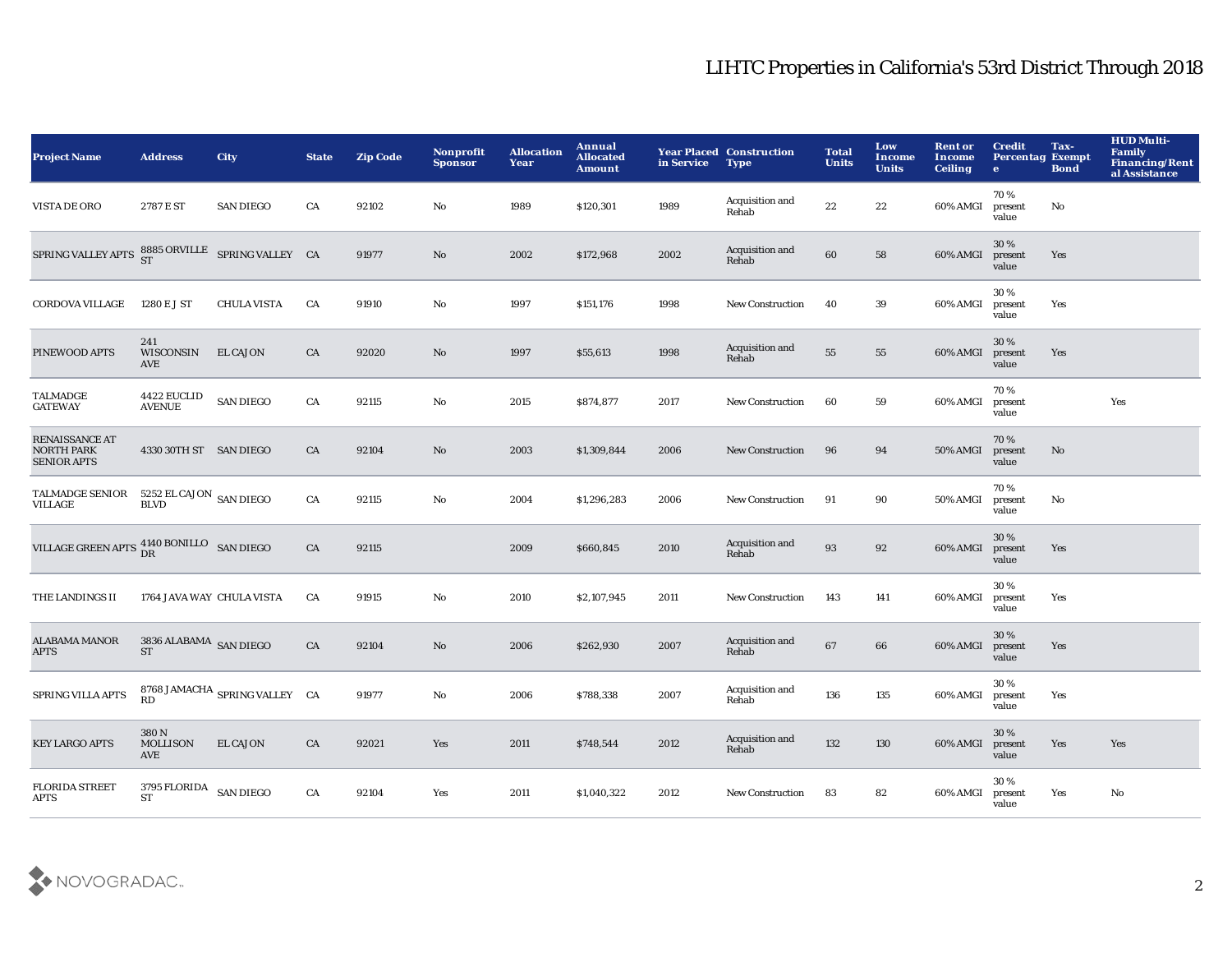# LIHTC Properties in California's 53rd District Through 2018

| Project Name | Address | City | State | Zip Code | Nonprofit Sponsor | Allocation Year | Annual Allocated Amount | Year Placed in Service | Construction Type | Total Units | Low Income Units | Rent or Income Ceiling | Credit Percentage | Tax-Exempt Bond | HUD Multi-Family Financing/Rental Assistance |
|---|---|---|---|---|---|---|---|---|---|---|---|---|---|---|---|
| VISTA DE ORO | 2787 E ST | SAN DIEGO | CA | 92102 | No | 1989 | $120,301 | 1989 | Acquisition and Rehab | 22 | 22 | 60% AMGI | 70 % present value | No | |
| SPRING VALLEY APTS | 8885 ORVILLE ST | SPRING VALLEY | CA | 91977 | No | 2002 | $172,968 | 2002 | Acquisition and Rehab | 60 | 58 | 60% AMGI | 30 % present value | Yes | |
| CORDOVA VILLAGE | 1280 E J ST | CHULA VISTA | CA | 91910 | No | 1997 | $151,176 | 1998 | New Construction | 40 | 39 | 60% AMGI | 30 % present value | Yes | |
| PINEWOOD APTS | 241 WISCONSIN AVE | EL CAJON | CA | 92020 | No | 1997 | $55,613 | 1998 | Acquisition and Rehab | 55 | 55 | 60% AMGI | 30 % present value | Yes | |
| TALMADGE GATEWAY | 4422 EUCLID AVENUE | SAN DIEGO | CA | 92115 | No | 2015 | $874,877 | 2017 | New Construction | 60 | 59 | 60% AMGI | 70 % present value | | Yes |
| RENAISSANCE AT NORTH PARK SENIOR APTS | 4330 30TH ST | SAN DIEGO | CA | 92104 | No | 2003 | $1,309,844 | 2006 | New Construction | 96 | 94 | 50% AMGI | 70 % present value | No | |
| TALMADGE SENIOR VILLAGE | 5252 EL CAJON BLVD | SAN DIEGO | CA | 92115 | No | 2004 | $1,296,283 | 2006 | New Construction | 91 | 90 | 50% AMGI | 70 % present value | No | |
| VILLAGE GREEN APTS | 4140 BONILLO DR | SAN DIEGO | CA | 92115 | | 2009 | $660,845 | 2010 | Acquisition and Rehab | 93 | 92 | 60% AMGI | 30 % present value | Yes | |
| THE LANDINGS II | 1764 JAVA WAY | CHULA VISTA | CA | 91915 | No | 2010 | $2,107,945 | 2011 | New Construction | 143 | 141 | 60% AMGI | 30 % present value | Yes | |
| ALABAMA MANOR APTS | 3836 ALABAMA ST | SAN DIEGO | CA | 92104 | No | 2006 | $262,930 | 2007 | Acquisition and Rehab | 67 | 66 | 60% AMGI | 30 % present value | Yes | |
| SPRING VILLA APTS | 8768 JAMACHA RD | SPRING VALLEY | CA | 91977 | No | 2006 | $788,338 | 2007 | Acquisition and Rehab | 136 | 135 | 60% AMGI | 30 % present value | Yes | |
| KEY LARGO APTS | 380 N MOLLISON AVE | EL CAJON | CA | 92021 | Yes | 2011 | $748,544 | 2012 | Acquisition and Rehab | 132 | 130 | 60% AMGI | 30 % present value | Yes | Yes |
| FLORIDA STREET APTS | 3795 FLORIDA ST | SAN DIEGO | CA | 92104 | Yes | 2011 | $1,040,322 | 2012 | New Construction | 83 | 82 | 60% AMGI | 30 % present value | Yes | No |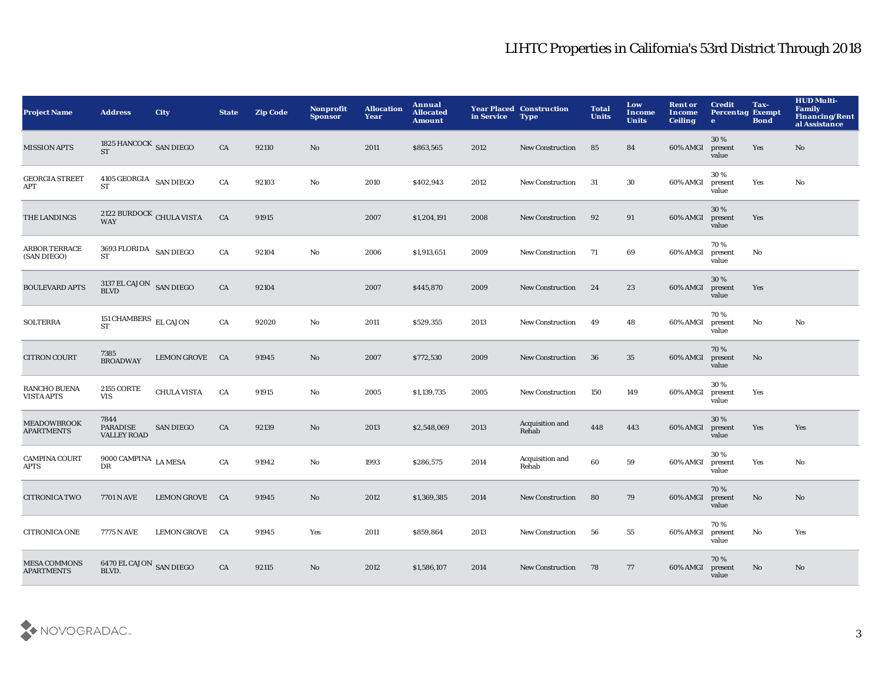# LIHTC Properties in California's 53rd District Through 2018

| Project Name | Address | City | State | Zip Code | Nonprofit Sponsor | Allocation Year | Annual Allocated Amount | Year Placed in Service | Construction Type | Total Units | Low Income Units | Rent or Income Ceiling | Credit Percentage | Tax-Exempt Bond | HUD Multi-Family Financing/Rental Assistance |
|---|---|---|---|---|---|---|---|---|---|---|---|---|---|---|---|
| MISSION APTS | 1825 HANCOCK ST | SAN DIEGO | CA | 92110 | No | 2011 | $863,565 | 2012 | New Construction | 85 | 84 | 60% AMGI | 30 % present value | Yes | No |
| GEORGIA STREET APT | 4105 GEORGIA ST | SAN DIEGO | CA | 92103 | No | 2010 | $402,943 | 2012 | New Construction | 31 | 30 | 60% AMGI | 30 % present value | Yes | No |
| THE LANDINGS | 2122 BURDOCK WAY | CHULA VISTA | CA | 91915 | | 2007 | $1,204,191 | 2008 | New Construction | 92 | 91 | 60% AMGI | 30 % present value | Yes | |
| ARBOR TERRACE (SAN DIEGO) | 3693 FLORIDA ST | SAN DIEGO | CA | 92104 | No | 2006 | $1,913,651 | 2009 | New Construction | 71 | 69 | 60% AMGI | 70 % present value | No | |
| BOULEVARD APTS | 3137 EL CAJON BLVD | SAN DIEGO | CA | 92104 | | 2007 | $445,870 | 2009 | New Construction | 24 | 23 | 60% AMGI | 30 % present value | Yes | |
| SOLTERRA | 151 CHAMBERS ST | EL CAJON | CA | 92020 | No | 2011 | $529,355 | 2013 | New Construction | 49 | 48 | 60% AMGI | 70 % present value | No | No |
| CITRON COURT | 7385 BROADWAY | LEMON GROVE | CA | 91945 | No | 2007 | $772,530 | 2009 | New Construction | 36 | 35 | 60% AMGI | 70 % present value | No | |
| RANCHO BUENA VISTA APTS | 2155 CORTE VIS | CHULA VISTA | CA | 91915 | No | 2005 | $1,139,735 | 2005 | New Construction | 150 | 149 | 60% AMGI | 30 % present value | Yes | |
| MEADOWBROOK APARTMENTS | 7844 PARADISE VALLEY ROAD | SAN DIEGO | CA | 92139 | No | 2013 | $2,548,069 | 2013 | Acquisition and Rehab | 448 | 443 | 60% AMGI | 30 % present value | Yes | Yes |
| CAMPINA COURT APTS | 9000 CAMPINA DR | LA MESA | CA | 91942 | No | 1993 | $286,575 | 2014 | Acquisition and Rehab | 60 | 59 | 60% AMGI | 30 % present value | Yes | No |
| CITRONICA TWO | 7701 N AVE | LEMON GROVE | CA | 91945 | No | 2012 | $1,369,385 | 2014 | New Construction | 80 | 79 | 60% AMGI | 70 % present value | No | No |
| CITRONICA ONE | 7775 N AVE | LEMON GROVE | CA | 91945 | Yes | 2011 | $859,864 | 2013 | New Construction | 56 | 55 | 60% AMGI | 70 % present value | No | Yes |
| MESA COMMONS APARTMENTS | 6470 EL CAJON BLVD. | SAN DIEGO | CA | 92115 | No | 2012 | $1,586,107 | 2014 | New Construction | 78 | 77 | 60% AMGI | 70 % present value | No | No |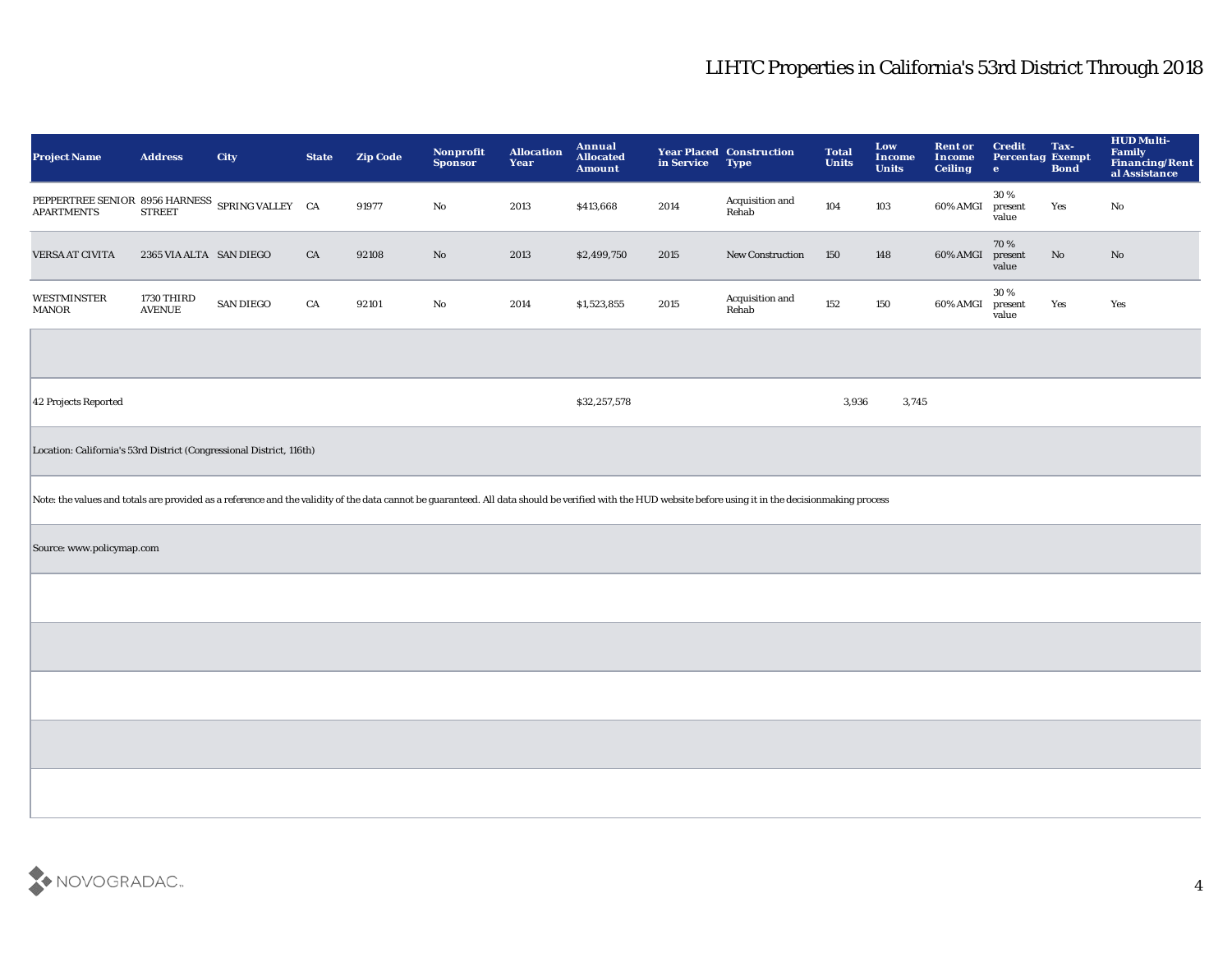# LIHTC Properties in California's 53rd District Through 2018

| Project Name | Address | City | State | Zip Code | Nonprofit Sponsor | Allocation Year | Annual Allocated Amount | Year Placed in Service | Construction Type | Total Units | Low Income Units | Rent or Income Ceiling | Credit Percentage | Tax-Exempt Bond | HUD Multi-Family Financing/Rental Assistance |
|---|---|---|---|---|---|---|---|---|---|---|---|---|---|---|---|
| PEPPERTREE SENIOR APARTMENTS | 8956 HARNESS STREET | SPRING VALLEY | CA | 91977 | No | 2013 | $413,668 | 2014 | Acquisition and Rehab | 104 | 103 | 60% AMGI | 30 % present value | Yes | No |
| VERSA AT CIVITA | 2365 VIA ALTA | SAN DIEGO | CA | 92108 | No | 2013 | $2,499,750 | 2015 | New Construction | 150 | 148 | 60% AMGI | 70 % present value | No | No |
| WESTMINSTER MANOR | 1730 THIRD AVENUE | SAN DIEGO | CA | 92101 | No | 2014 | $1,523,855 | 2015 | Acquisition and Rehab | 152 | 150 | 60% AMGI | 30 % present value | Yes | Yes |
| | | | | | | | | | | | | | | | |
| 42 Projects Reported | | | | | | | $32,257,578 | | | 3,936 | 3,745 | | | | |

Location: California's 53rd District (Congressional District, 116th)

Note: the values and totals are provided as a reference and the validity of the data cannot be guaranteed. All data should be verified with the HUD website before using it in the decisionmaking process

Source: www.policymap.com